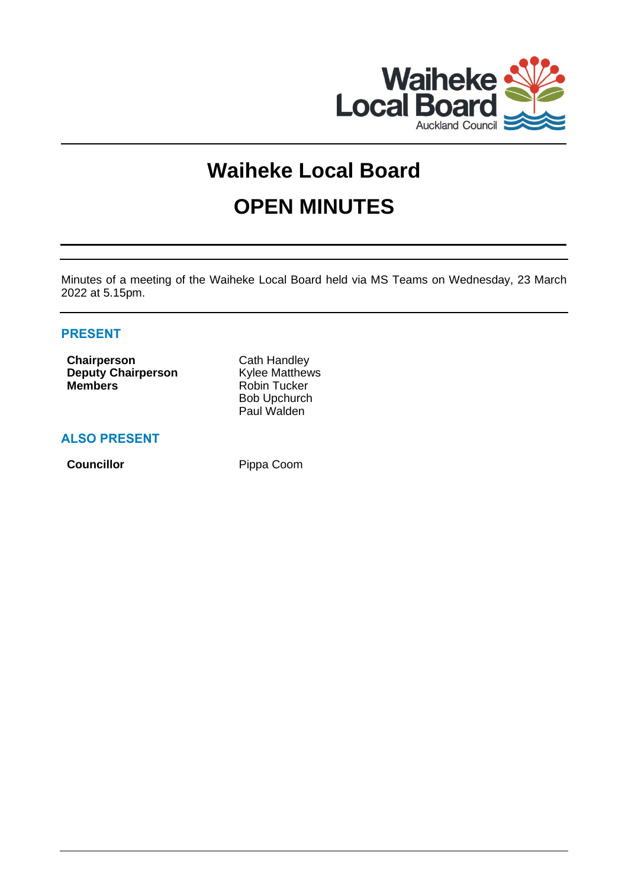# Waiheke Local Board

# OPEN MINUTES

Minutes of a meeting of the Waiheke Local Board held via MS Teams on Wednesday, 23 March 2022 at 5.15pm.

## PRESENT

| | |
|---|---|
| **Chairperson** | Cath Handley |
| **Deputy Chairperson** | Kylee Matthews |
| **Members** | Robin Tucker |
| | Bob Upchurch |
| | Paul Walden |

## ALSO PRESENT

| | |
|---|---|
| **Councillor** | Pippa Coom |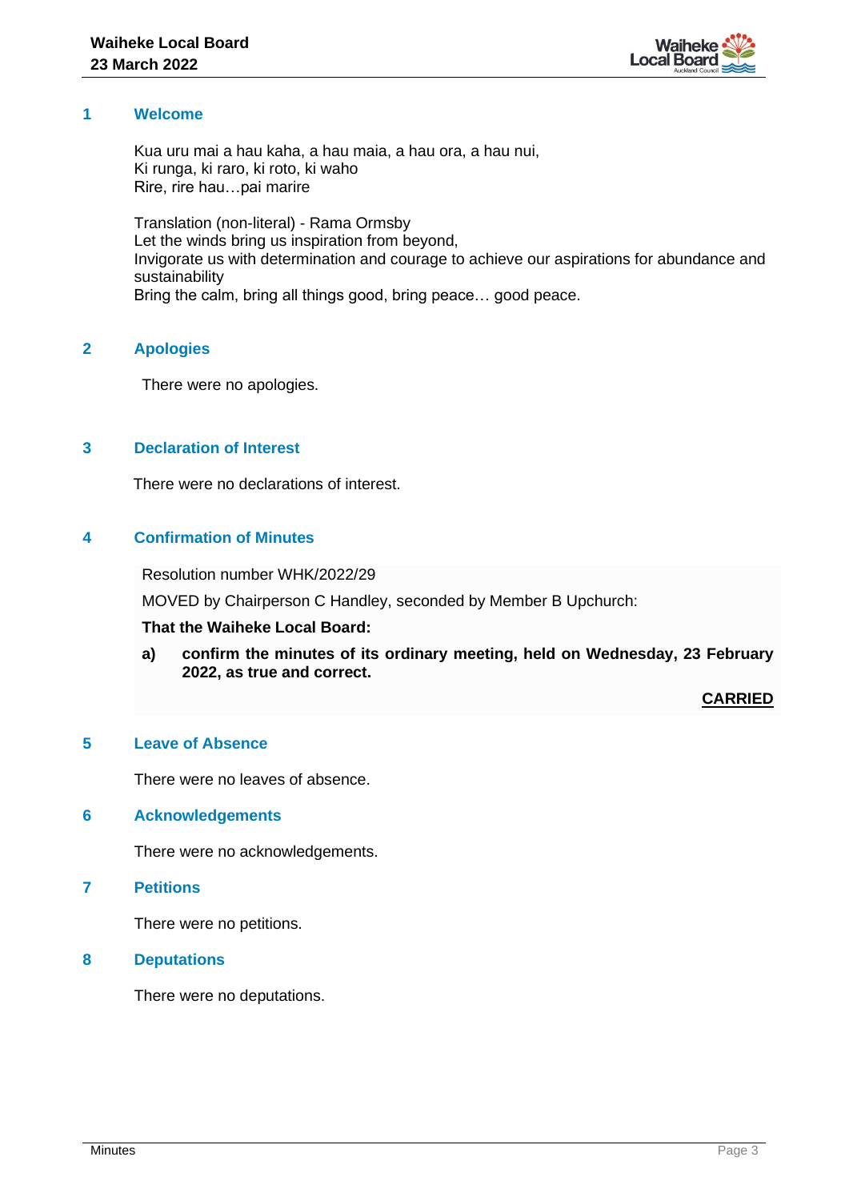## 1 Welcome

Kua uru mai a hau kaha, a hau maia, a hau ora, a hau nui,
Ki runga, ki raro, ki roto, ki waho
Rire, rire hau…pai marire

Translation (non-literal) - Rama Ormsby
Let the winds bring us inspiration from beyond,
Invigorate us with determination and courage to achieve our aspirations for abundance and sustainability
Bring the calm, bring all things good, bring peace… good peace.

## 2 Apologies

There were no apologies.

## 3 Declaration of Interest

There were no declarations of interest.

## 4 Confirmation of Minutes

Resolution number WHK/2022/29

MOVED by Chairperson C Handley, seconded by Member B Upchurch:

**That the Waiheke Local Board:**

**a) confirm the minutes of its ordinary meeting, held on Wednesday, 23 February 2022, as true and correct.**

**CARRIED**

## 5 Leave of Absence

There were no leaves of absence.

## 6 Acknowledgements

There were no acknowledgements.

## 7 Petitions

There were no petitions.

## 8 Deputations

There were no deputations.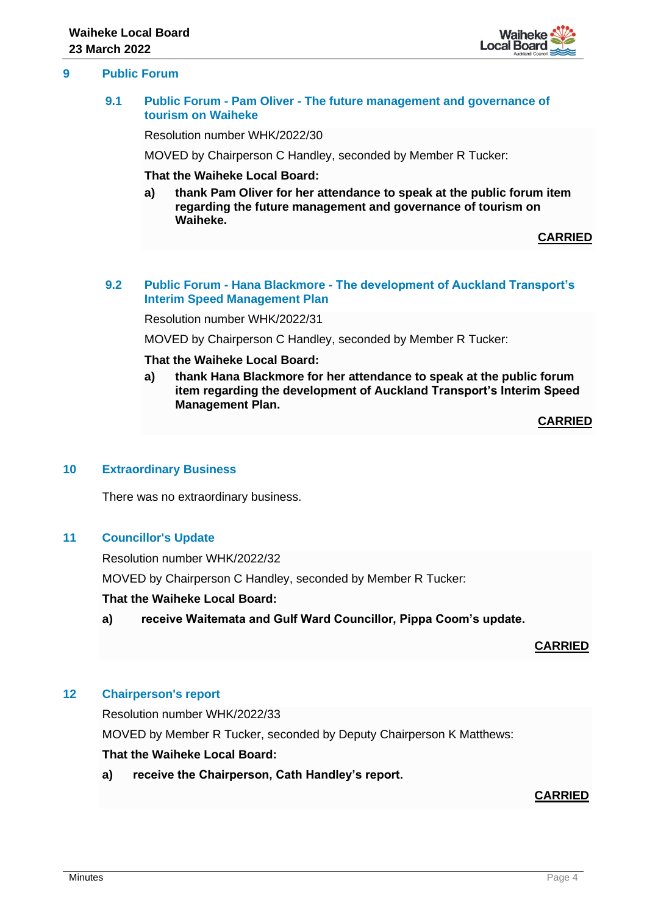## 9 Public Forum

### 9.1 Public Forum - Pam Oliver - The future management and governance of tourism on Waiheke

Resolution number WHK/2022/30

MOVED by Chairperson C Handley, seconded by Member R Tucker:

**That the Waiheke Local Board:**

**a) thank Pam Oliver for her attendance to speak at the public forum item regarding the future management and governance of tourism on Waiheke.**

**CARRIED**

### 9.2 Public Forum - Hana Blackmore - The development of Auckland Transport's Interim Speed Management Plan

Resolution number WHK/2022/31

MOVED by Chairperson C Handley, seconded by Member R Tucker:

**That the Waiheke Local Board:**

**a) thank Hana Blackmore for her attendance to speak at the public forum item regarding the development of Auckland Transport's Interim Speed Management Plan.**

**CARRIED**

## 10 Extraordinary Business

There was no extraordinary business.

## 11 Councillor's Update

Resolution number WHK/2022/32

MOVED by Chairperson C Handley, seconded by Member R Tucker:

**That the Waiheke Local Board:**

**a) receive Waitemata and Gulf Ward Councillor, Pippa Coom's update.**

**CARRIED**

## 12 Chairperson's report

Resolution number WHK/2022/33

MOVED by Member R Tucker, seconded by Deputy Chairperson K Matthews:

**That the Waiheke Local Board:**

**a) receive the Chairperson, Cath Handley's report.**

**CARRIED**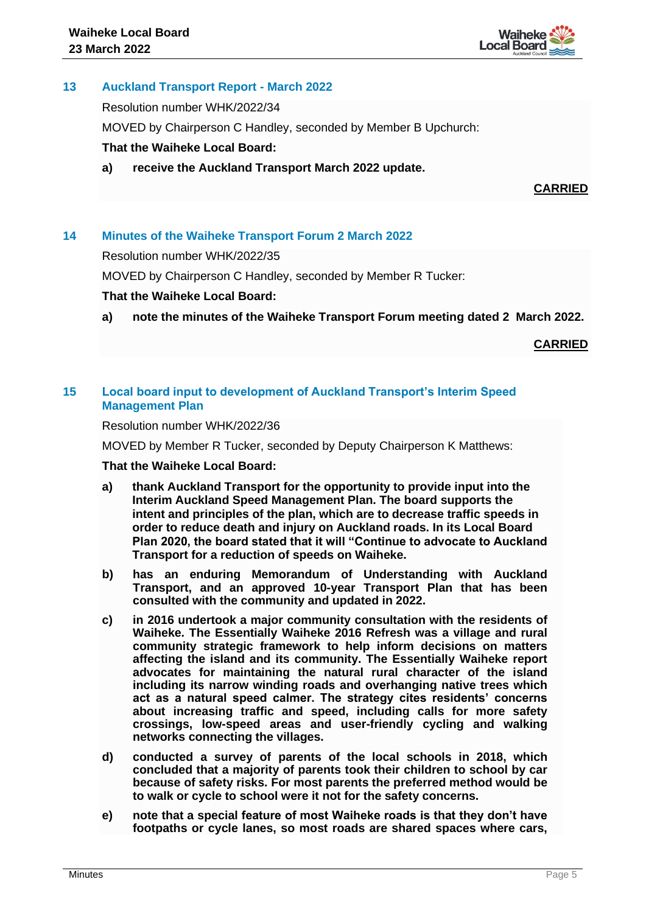## 13 Auckland Transport Report - March 2022

Resolution number WHK/2022/34

MOVED by Chairperson C Handley, seconded by Member B Upchurch:

**That the Waiheke Local Board:**

**a) receive the Auckland Transport March 2022 update.**

**CARRIED**

## 14 Minutes of the Waiheke Transport Forum 2 March 2022

Resolution number WHK/2022/35

MOVED by Chairperson C Handley, seconded by Member R Tucker:

**That the Waiheke Local Board:**

**a) note the minutes of the Waiheke Transport Forum meeting dated 2 March 2022.**

**CARRIED**

## 15 Local board input to development of Auckland Transport's Interim Speed Management Plan

Resolution number WHK/2022/36

MOVED by Member R Tucker, seconded by Deputy Chairperson K Matthews:

**That the Waiheke Local Board:**

**a) thank Auckland Transport for the opportunity to provide input into the Interim Auckland Speed Management Plan. The board supports the intent and principles of the plan, which are to decrease traffic speeds in order to reduce death and injury on Auckland roads. In its Local Board Plan 2020, the board stated that it will "Continue to advocate to Auckland Transport for a reduction of speeds on Waiheke.**

**b) has an enduring Memorandum of Understanding with Auckland Transport, and an approved 10-year Transport Plan that has been consulted with the community and updated in 2022.**

**c) in 2016 undertook a major community consultation with the residents of Waiheke. The Essentially Waiheke 2016 Refresh was a village and rural community strategic framework to help inform decisions on matters affecting the island and its community. The Essentially Waiheke report advocates for maintaining the natural rural character of the island including its narrow winding roads and overhanging native trees which act as a natural speed calmer. The strategy cites residents' concerns about increasing traffic and speed, including calls for more safety crossings, low-speed areas and user-friendly cycling and walking networks connecting the villages.**

**d) conducted a survey of parents of the local schools in 2018, which concluded that a majority of parents took their children to school by car because of safety risks. For most parents the preferred method would be to walk or cycle to school were it not for the safety concerns.**

**e) note that a special feature of most Waiheke roads is that they don't have footpaths or cycle lanes, so most roads are shared spaces where cars,**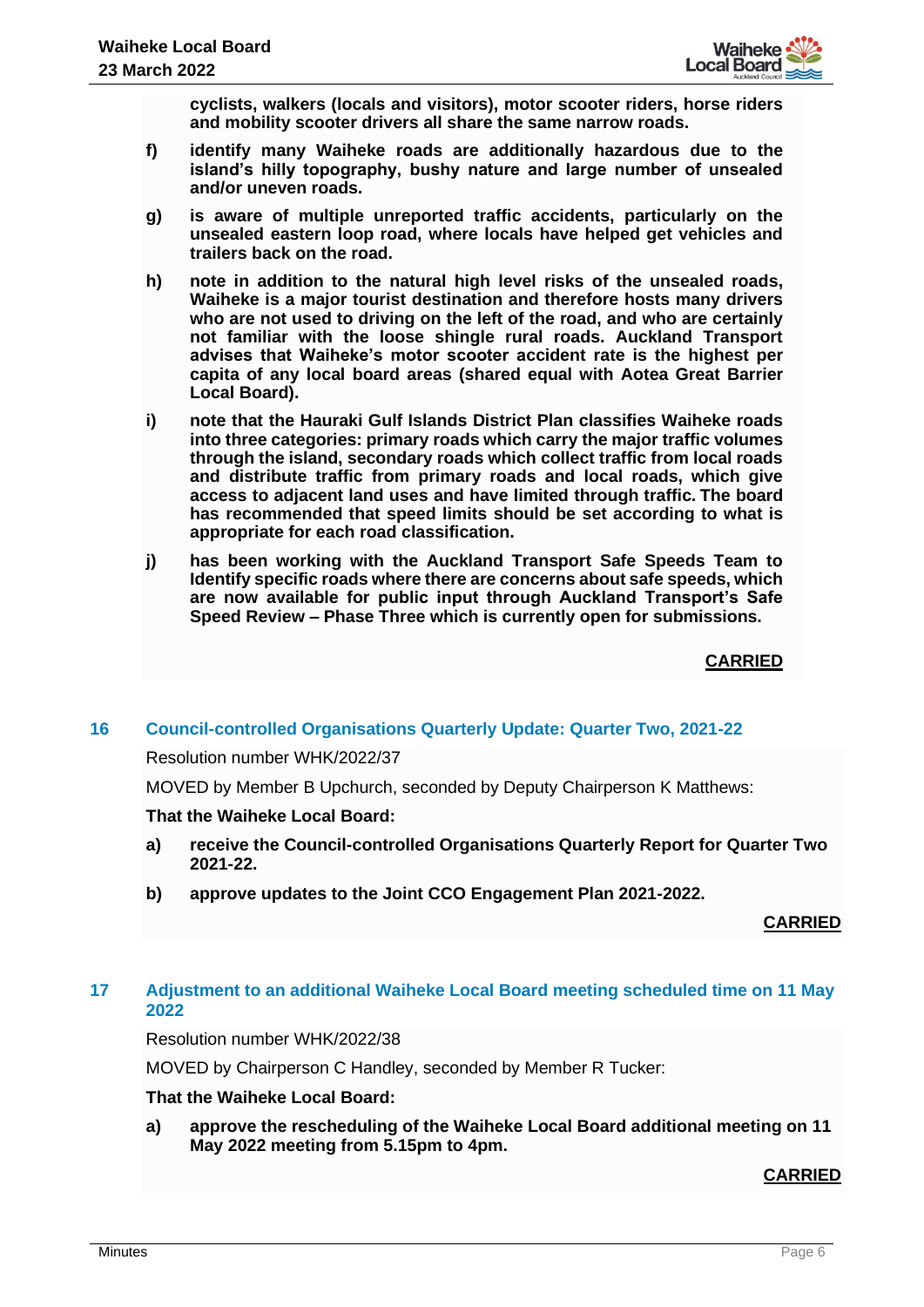**cyclists, walkers (locals and visitors), motor scooter riders, horse riders and mobility scooter drivers all share the same narrow roads.**

f) **identify many Waiheke roads are additionally hazardous due to the island's hilly topography, bushy nature and large number of unsealed and/or uneven roads.**

g) **is aware of multiple unreported traffic accidents, particularly on the unsealed eastern loop road, where locals have helped get vehicles and trailers back on the road.**

h) **note in addition to the natural high level risks of the unsealed roads, Waiheke is a major tourist destination and therefore hosts many drivers who are not used to driving on the left of the road, and who are certainly not familiar with the loose shingle rural roads. Auckland Transport advises that Waiheke's motor scooter accident rate is the highest per capita of any local board areas (shared equal with Aotea Great Barrier Local Board).**

i) **note that the Hauraki Gulf Islands District Plan classifies Waiheke roads into three categories: primary roads which carry the major traffic volumes through the island, secondary roads which collect traffic from local roads and distribute traffic from primary roads and local roads, which give access to adjacent land uses and have limited through traffic. The board has recommended that speed limits should be set according to what is appropriate for each road classification.**

j) **has been working with the Auckland Transport Safe Speeds Team to Identify specific roads where there are concerns about safe speeds, which are now available for public input through Auckland Transport's Safe Speed Review – Phase Three which is currently open for submissions.**

**CARRIED**

## 16 Council-controlled Organisations Quarterly Update: Quarter Two, 2021-22

Resolution number WHK/2022/37

MOVED by Member B Upchurch, seconded by Deputy Chairperson K Matthews:

**That the Waiheke Local Board:**

a) **receive the Council-controlled Organisations Quarterly Report for Quarter Two 2021-22.**

b) **approve updates to the Joint CCO Engagement Plan 2021-2022.**

**CARRIED**

## 17 Adjustment to an additional Waiheke Local Board meeting scheduled time on 11 May 2022

Resolution number WHK/2022/38

MOVED by Chairperson C Handley, seconded by Member R Tucker:

**That the Waiheke Local Board:**

a) **approve the rescheduling of the Waiheke Local Board additional meeting on 11 May 2022 meeting from 5.15pm to 4pm.**

**CARRIED**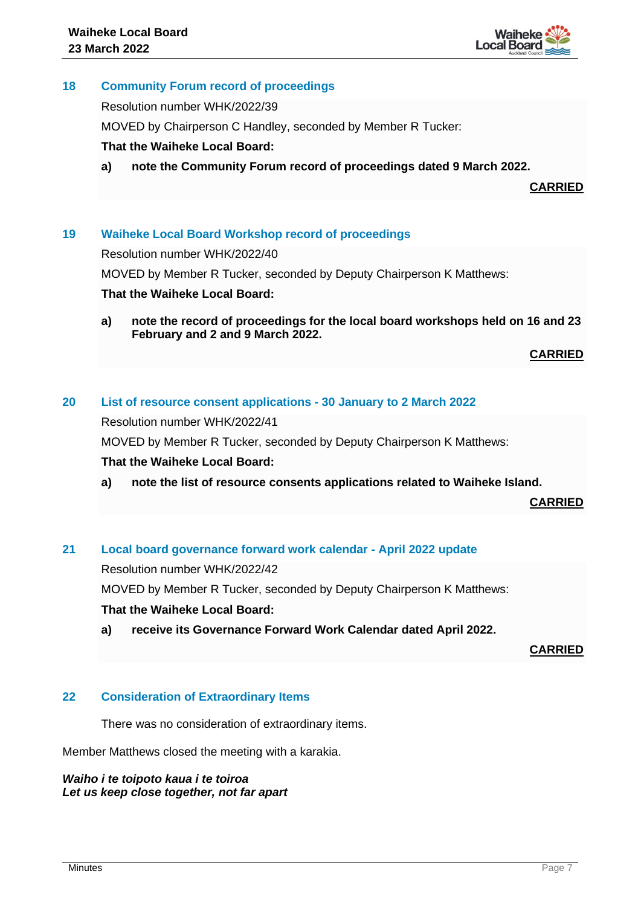## 18 Community Forum record of proceedings

Resolution number WHK/2022/39

MOVED by Chairperson C Handley, seconded by Member R Tucker:

**That the Waiheke Local Board:**

**a) note the Community Forum record of proceedings dated 9 March 2022.**

**CARRIED**

## 19 Waiheke Local Board Workshop record of proceedings

Resolution number WHK/2022/40

MOVED by Member R Tucker, seconded by Deputy Chairperson K Matthews:

**That the Waiheke Local Board:**

**a) note the record of proceedings for the local board workshops held on 16 and 23 February and 2 and 9 March 2022.**

**CARRIED**

## 20 List of resource consent applications - 30 January to 2 March 2022

Resolution number WHK/2022/41

MOVED by Member R Tucker, seconded by Deputy Chairperson K Matthews:

**That the Waiheke Local Board:**

**a) note the list of resource consents applications related to Waiheke Island.**

**CARRIED**

## 21 Local board governance forward work calendar - April 2022 update

Resolution number WHK/2022/42

MOVED by Member R Tucker, seconded by Deputy Chairperson K Matthews:

**That the Waiheke Local Board:**

**a) receive its Governance Forward Work Calendar dated April 2022.**

**CARRIED**

## 22 Consideration of Extraordinary Items

There was no consideration of extraordinary items.

Member Matthews closed the meeting with a karakia.

***Waiho i te toipoto kaua i te toiroa***
***Let us keep close together, not far apart***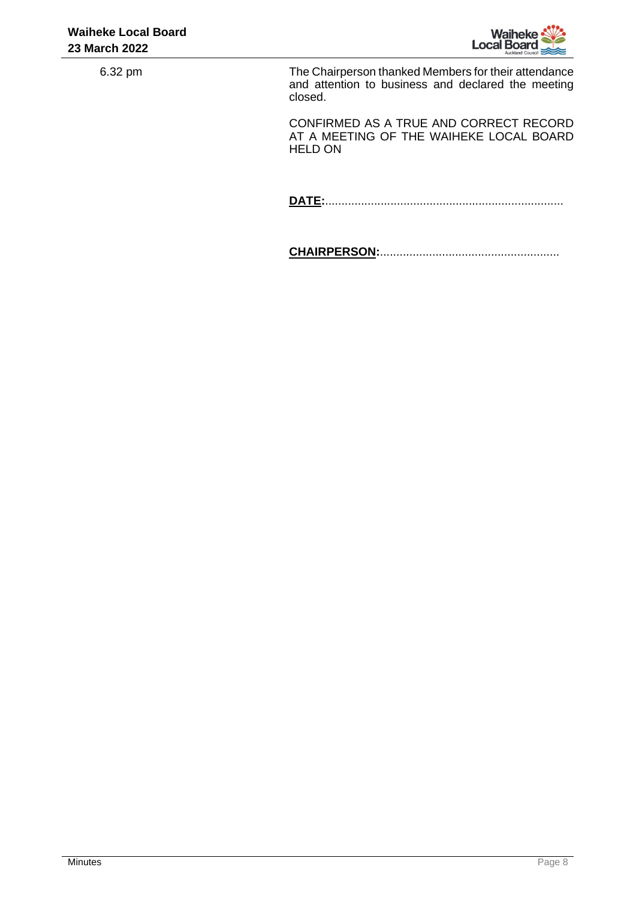6.32 pm The Chairperson thanked Members for their attendance and attention to business and declared the meeting closed.

CONFIRMED AS A TRUE AND CORRECT RECORD AT A MEETING OF THE WAIHEKE LOCAL BOARD HELD ON

**DATE:**.........................................................................

**CHAIRPERSON:**.......................................................